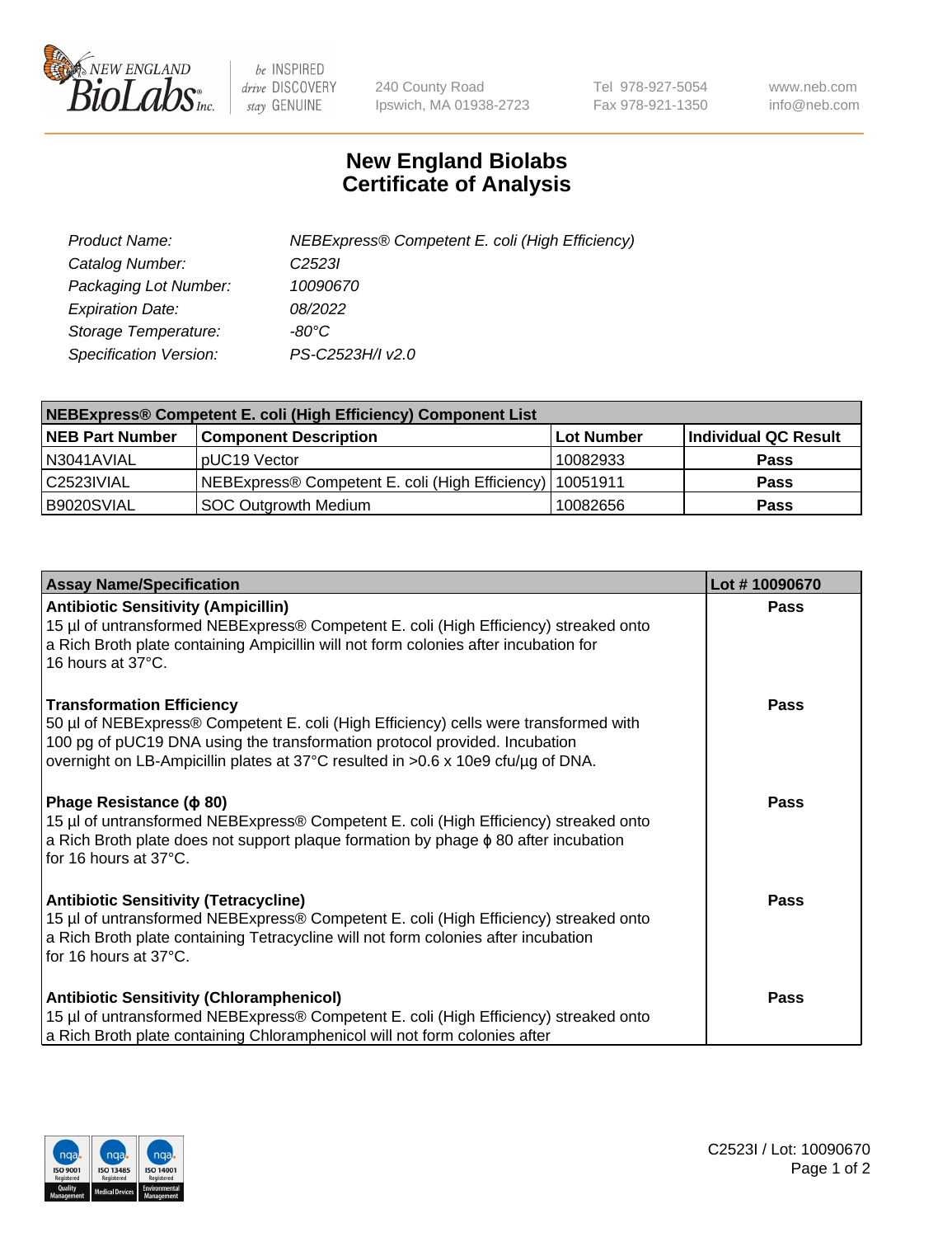# New England Biolabs Certificate of Analysis

| | |
|---|---|
| *Product Name:* | *NEBExpress® Competent E. coli (High Efficiency)* |
| *Catalog Number:* | *C2523I* |
| *Packaging Lot Number:* | *10090670* |
| *Expiration Date:* | *08/2022* |
| *Storage Temperature:* | *-80°C* |
| *Specification Version:* | *PS-C2523H/I v2.0* |

| NEBExpress® Competent E. coli (High Efficiency) Component List | | | |
|---|---|---|---|
| **NEB Part Number** | **Component Description** | **Lot Number** | **Individual QC Result** |
| N3041AVIAL | pUC19 Vector | 10082933 | **Pass** |
| C2523IVIAL | NEBExpress® Competent E. coli (High Efficiency) | 10051911 | **Pass** |
| B9020SVIAL | SOC Outgrowth Medium | 10082656 | **Pass** |

| Assay Name/Specification | Lot # 10090670 |
|---|---|
| **Antibiotic Sensitivity (Ampicillin)**<br>15 µl of untransformed NEBExpress® Competent E. coli (High Efficiency) streaked onto a Rich Broth plate containing Ampicillin will not form colonies after incubation for 16 hours at 37°C. | **Pass** |
| **Transformation Efficiency**<br>50 µl of NEBExpress® Competent E. coli (High Efficiency) cells were transformed with 100 pg of pUC19 DNA using the transformation protocol provided. Incubation overnight on LB-Ampicillin plates at 37°C resulted in >0.6 x 10e9 cfu/µg of DNA. | **Pass** |
| **Phage Resistance (ϕ 80)**<br>15 µl of untransformed NEBExpress® Competent E. coli (High Efficiency) streaked onto a Rich Broth plate does not support plaque formation by phage ϕ 80 after incubation for 16 hours at 37°C. | **Pass** |
| **Antibiotic Sensitivity (Tetracycline)**<br>15 µl of untransformed NEBExpress® Competent E. coli (High Efficiency) streaked onto a Rich Broth plate containing Tetracycline will not form colonies after incubation for 16 hours at 37°C. | **Pass** |
| **Antibiotic Sensitivity (Chloramphenicol)**<br>15 µl of untransformed NEBExpress® Competent E. coli (High Efficiency) streaked onto a Rich Broth plate containing Chloramphenicol will not form colonies after | **Pass** |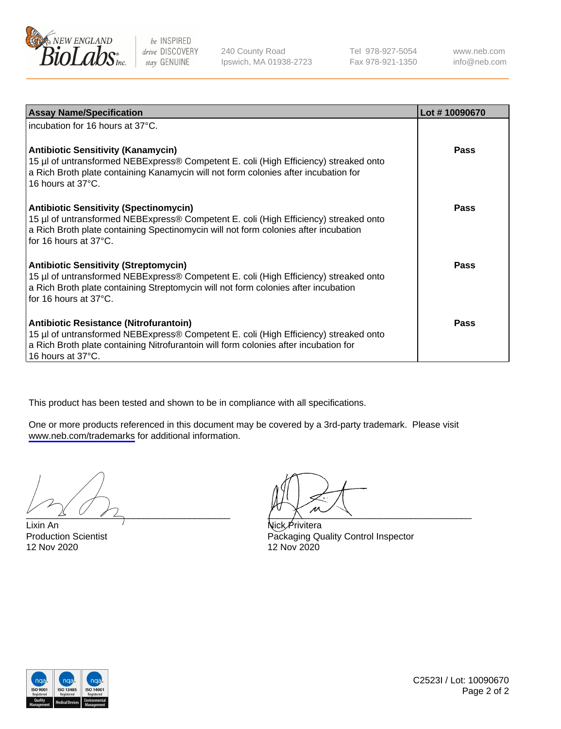| Assay Name/Specification | Lot # 10090670 |
|---|---|
| incubation for 16 hours at 37°C. | |
| **Antibiotic Sensitivity (Kanamycin)**<br>15 µl of untransformed NEBExpress® Competent E. coli (High Efficiency) streaked onto a Rich Broth plate containing Kanamycin will not form colonies after incubation for 16 hours at 37°C. | **Pass** |
| **Antibiotic Sensitivity (Spectinomycin)**<br>15 µl of untransformed NEBExpress® Competent E. coli (High Efficiency) streaked onto a Rich Broth plate containing Spectinomycin will not form colonies after incubation for 16 hours at 37°C. | **Pass** |
| **Antibiotic Sensitivity (Streptomycin)**<br>15 µl of untransformed NEBExpress® Competent E. coli (High Efficiency) streaked onto a Rich Broth plate containing Streptomycin will not form colonies after incubation for 16 hours at 37°C. | **Pass** |
| **Antibiotic Resistance (Nitrofurantoin)**<br>15 µl of untransformed NEBExpress® Competent E. coli (High Efficiency) streaked onto a Rich Broth plate containing Nitrofurantoin will form colonies after incubation for 16 hours at 37°C. | **Pass** |

This product has been tested and shown to be in compliance with all specifications.

One or more products referenced in this document may be covered by a 3rd-party trademark. Please visit www.neb.com/trademarks for additional information.

Lixin An
Production Scientist
12 Nov 2020

Nick Privitera
Packaging Quality Control Inspector
12 Nov 2020

C2523I / Lot: 10090670